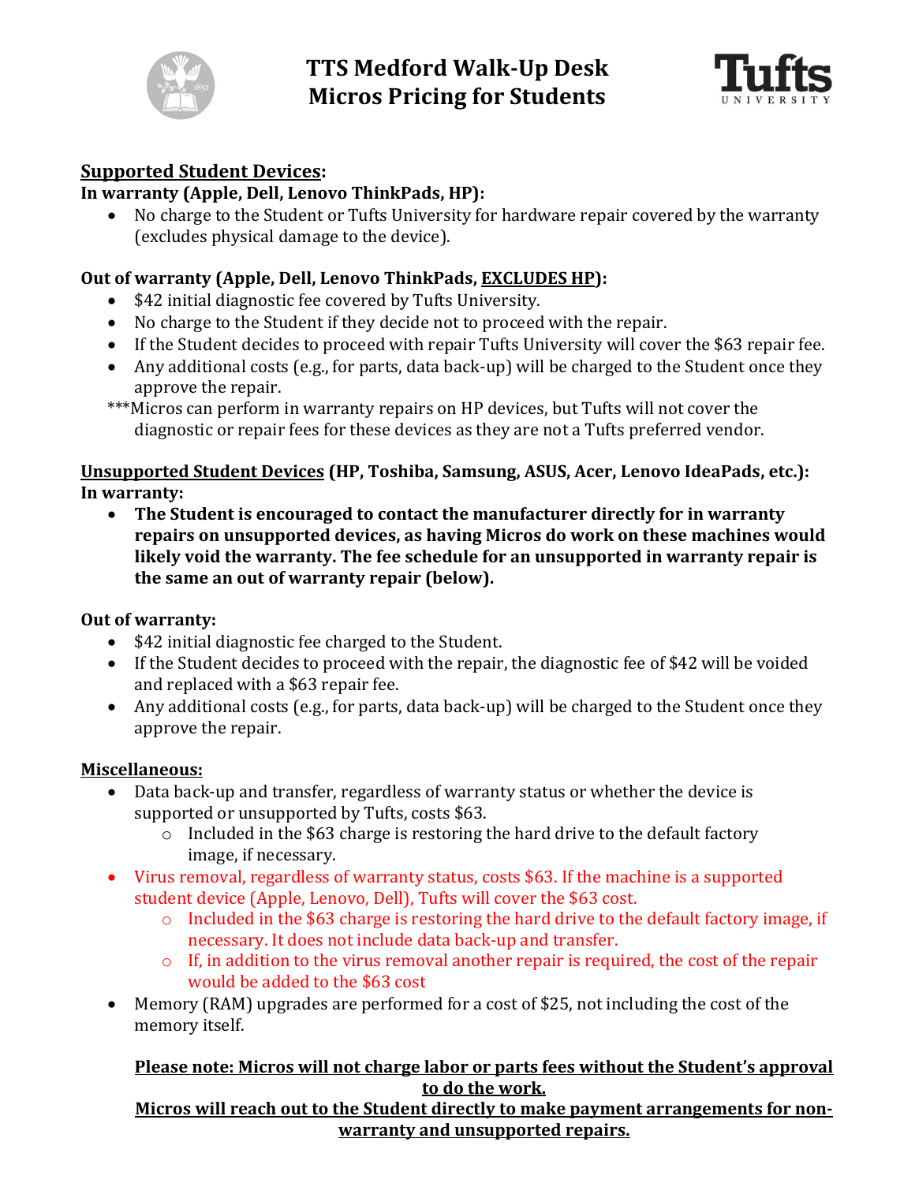# TTS Medford Walk-Up Desk
# Micros Pricing for Students

## Supported Student Devices:

**In warranty (Apple, Dell, Lenovo ThinkPads, HP):**

- No charge to the Student or Tufts University for hardware repair covered by the warranty (excludes physical damage to the device).

**Out of warranty (Apple, Dell, Lenovo ThinkPads, EXCLUDES HP):**

- $42 initial diagnostic fee covered by Tufts University.
- No charge to the Student if they decide not to proceed with the repair.
- If the Student decides to proceed with repair Tufts University will cover the $63 repair fee.
- Any additional costs (e.g., for parts, data back-up) will be charged to the Student once they approve the repair.

***Micros can perform in warranty repairs on HP devices, but Tufts will not cover the diagnostic or repair fees for these devices as they are not a Tufts preferred vendor.

## Unsupported Student Devices (HP, Toshiba, Samsung, ASUS, Acer, Lenovo IdeaPads, etc.):

**In warranty:**

- **The Student is encouraged to contact the manufacturer directly for in warranty repairs on unsupported devices, as having Micros do work on these machines would likely void the warranty. The fee schedule for an unsupported in warranty repair is the same an out of warranty repair (below).**

**Out of warranty:**

- $42 initial diagnostic fee charged to the Student.
- If the Student decides to proceed with the repair, the diagnostic fee of $42 will be voided and replaced with a $63 repair fee.
- Any additional costs (e.g., for parts, data back-up) will be charged to the Student once they approve the repair.

## Miscellaneous:

- Data back-up and transfer, regardless of warranty status or whether the device is supported or unsupported by Tufts, costs $63.
  - Included in the $63 charge is restoring the hard drive to the default factory image, if necessary.
- Virus removal, regardless of warranty status, costs $63. If the machine is a supported student device (Apple, Lenovo, Dell), Tufts will cover the $63 cost.
  - Included in the $63 charge is restoring the hard drive to the default factory image, if necessary. It does not include data back-up and transfer.
  - If, in addition to the virus removal another repair is required, the cost of the repair would be added to the $63 cost
- Memory (RAM) upgrades are performed for a cost of $25, not including the cost of the memory itself.

**Please note: Micros will not charge labor or parts fees without the Student's approval to do the work.**

**Micros will reach out to the Student directly to make payment arrangements for non-warranty and unsupported repairs.**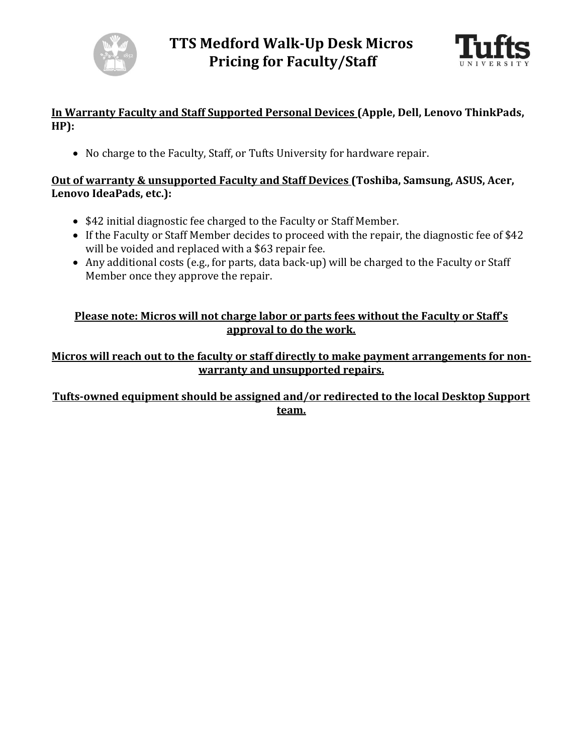# TTS Medford Walk-Up Desk Micros Pricing for Faculty/Staff

**<u>In Warranty Faculty and Staff Supported Personal Devices</u> (Apple, Dell, Lenovo ThinkPads, HP):**

- No charge to the Faculty, Staff, or Tufts University for hardware repair.

**<u>Out of warranty & unsupported Faculty and Staff Devices</u> (Toshiba, Samsung, ASUS, Acer, Lenovo IdeaPads, etc.):**

- $42 initial diagnostic fee charged to the Faculty or Staff Member.
- If the Faculty or Staff Member decides to proceed with the repair, the diagnostic fee of $42 will be voided and replaced with a $63 repair fee.
- Any additional costs (e.g., for parts, data back-up) will be charged to the Faculty or Staff Member once they approve the repair.

**<u>Please note: Micros will not charge labor or parts fees without the Faculty or Staff's approval to do the work.</u>**

**<u>Micros will reach out to the faculty or staff directly to make payment arrangements for non-warranty and unsupported repairs.</u>**

**<u>Tufts-owned equipment should be assigned and/or redirected to the local Desktop Support team.</u>**